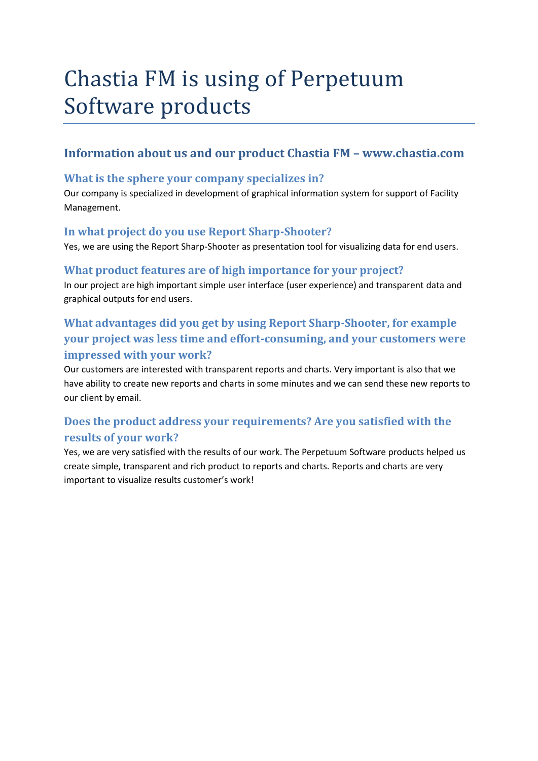# Chastia FM is using of Perpetuum Software products

## Information about us and our product Chastia FM – www.chastia.com

### What is the sphere your company specializes in?

Our company is specialized in development of graphical information system for support of Facility Management.

### In what project do you use Report Sharp-Shooter?

Yes, we are using the Report Sharp-Shooter as presentation tool for visualizing data for end users.

### What product features are of high importance for your project?

In our project are high important simple user interface (user experience) and transparent data and graphical outputs for end users.

### What advantages did you get by using Report Sharp-Shooter, for example your project was less time and effort-consuming, and your customers were impressed with your work?

Our customers are interested with transparent reports and charts. Very important is also that we have ability to create new reports and charts in some minutes and we can send these new reports to our client by email.

### Does the product address your requirements? Are you satisfied with the results of your work?

Yes, we are very satisfied with the results of our work. The Perpetuum Software products helped us create simple, transparent and rich product to reports and charts. Reports and charts are very important to visualize results customer's work!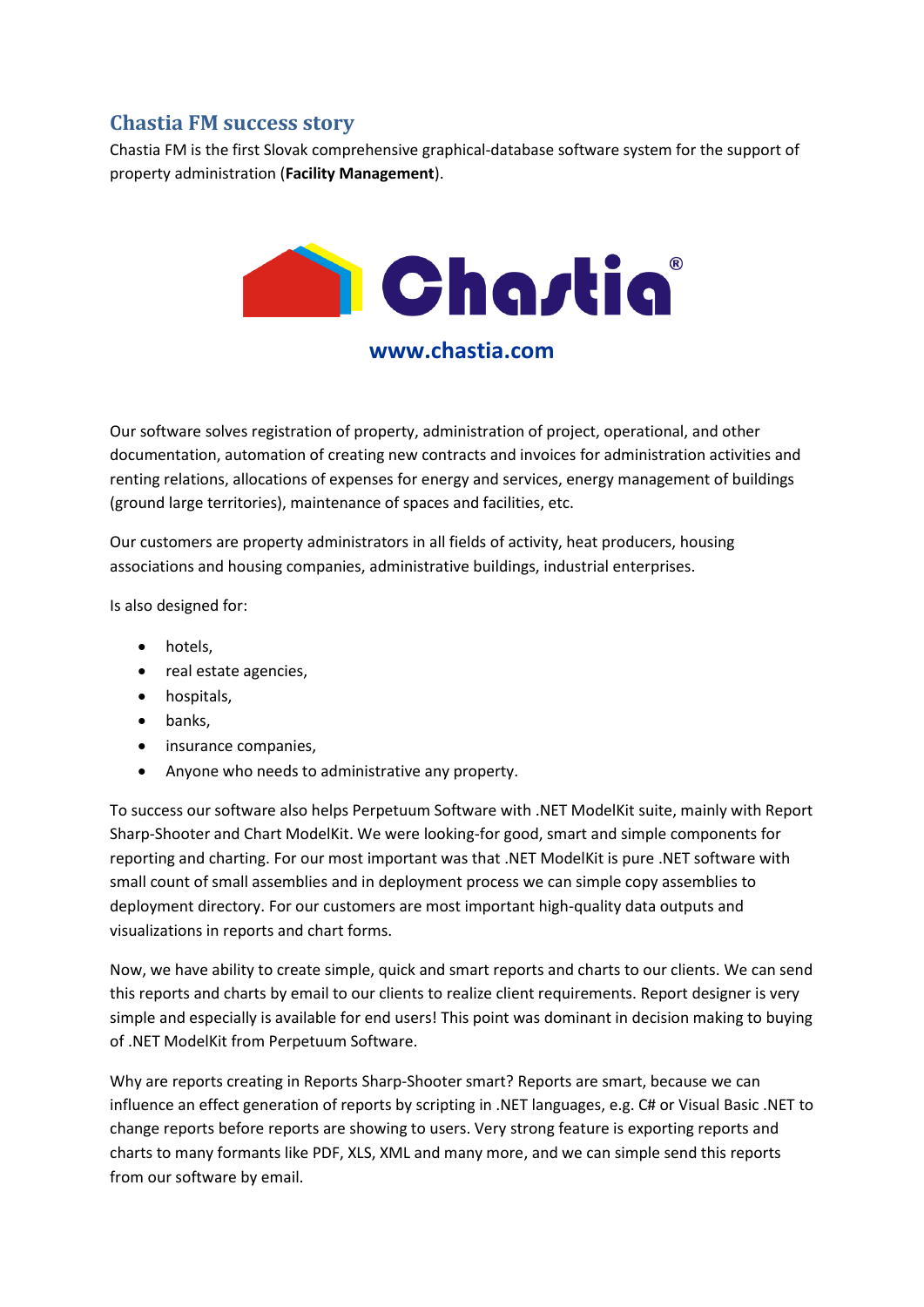## Chastia FM success story

Chastia FM is the first Slovak comprehensive graphical-database software system for the support of property administration (**Facility Management**).

Chastia®

www.chastia.com

Our software solves registration of property, administration of project, operational, and other documentation, automation of creating new contracts and invoices for administration activities and renting relations, allocations of expenses for energy and services, energy management of buildings (ground large territories), maintenance of spaces and facilities, etc.

Our customers are property administrators in all fields of activity, heat producers, housing associations and housing companies, administrative buildings, industrial enterprises.

Is also designed for:

- hotels,
- real estate agencies,
- hospitals,
- banks,
- insurance companies,
- Anyone who needs to administrative any property.

To success our software also helps Perpetuum Software with .NET ModelKit suite, mainly with Report Sharp-Shooter and Chart ModelKit. We were looking-for good, smart and simple components for reporting and charting. For our most important was that .NET ModelKit is pure .NET software with small count of small assemblies and in deployment process we can simple copy assemblies to deployment directory. For our customers are most important high-quality data outputs and visualizations in reports and chart forms.

Now, we have ability to create simple, quick and smart reports and charts to our clients. We can send this reports and charts by email to our clients to realize client requirements. Report designer is very simple and especially is available for end users! This point was dominant in decision making to buying of .NET ModelKit from Perpetuum Software.

Why are reports creating in Reports Sharp-Shooter smart? Reports are smart, because we can influence an effect generation of reports by scripting in .NET languages, e.g. C# or Visual Basic .NET to change reports before reports are showing to users. Very strong feature is exporting reports and charts to many formants like PDF, XLS, XML and many more, and we can simple send this reports from our software by email.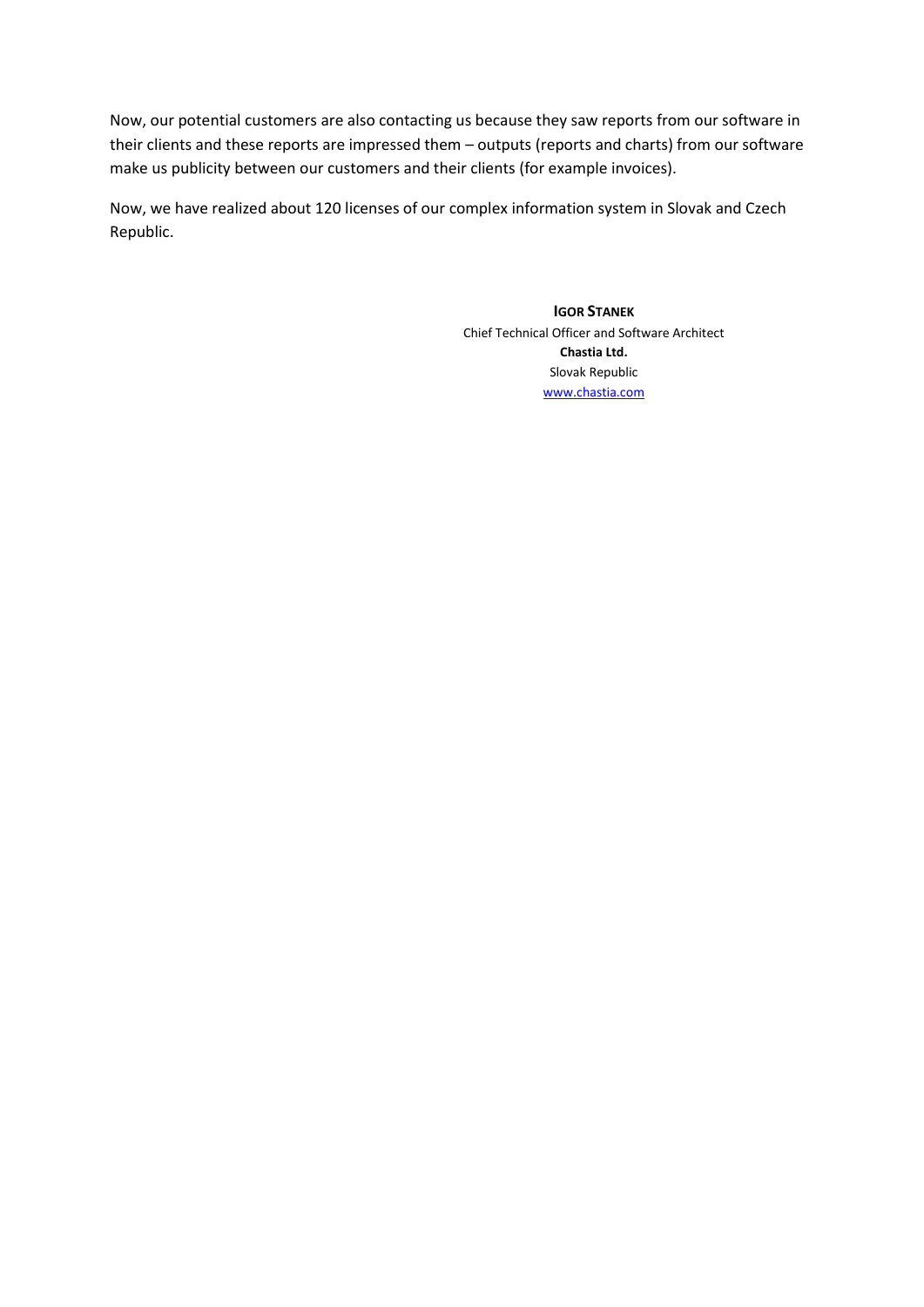Now, our potential customers are also contacting us because they saw reports from our software in their clients and these reports are impressed them – outputs (reports and charts) from our software make us publicity between our customers and their clients (for example invoices).

Now, we have realized about 120 licenses of our complex information system in Slovak and Czech Republic.

**IGOR STANEK**  
Chief Technical Officer and Software Architect  
**Chastia Ltd.**  
Slovak Republic  
www.chastia.com